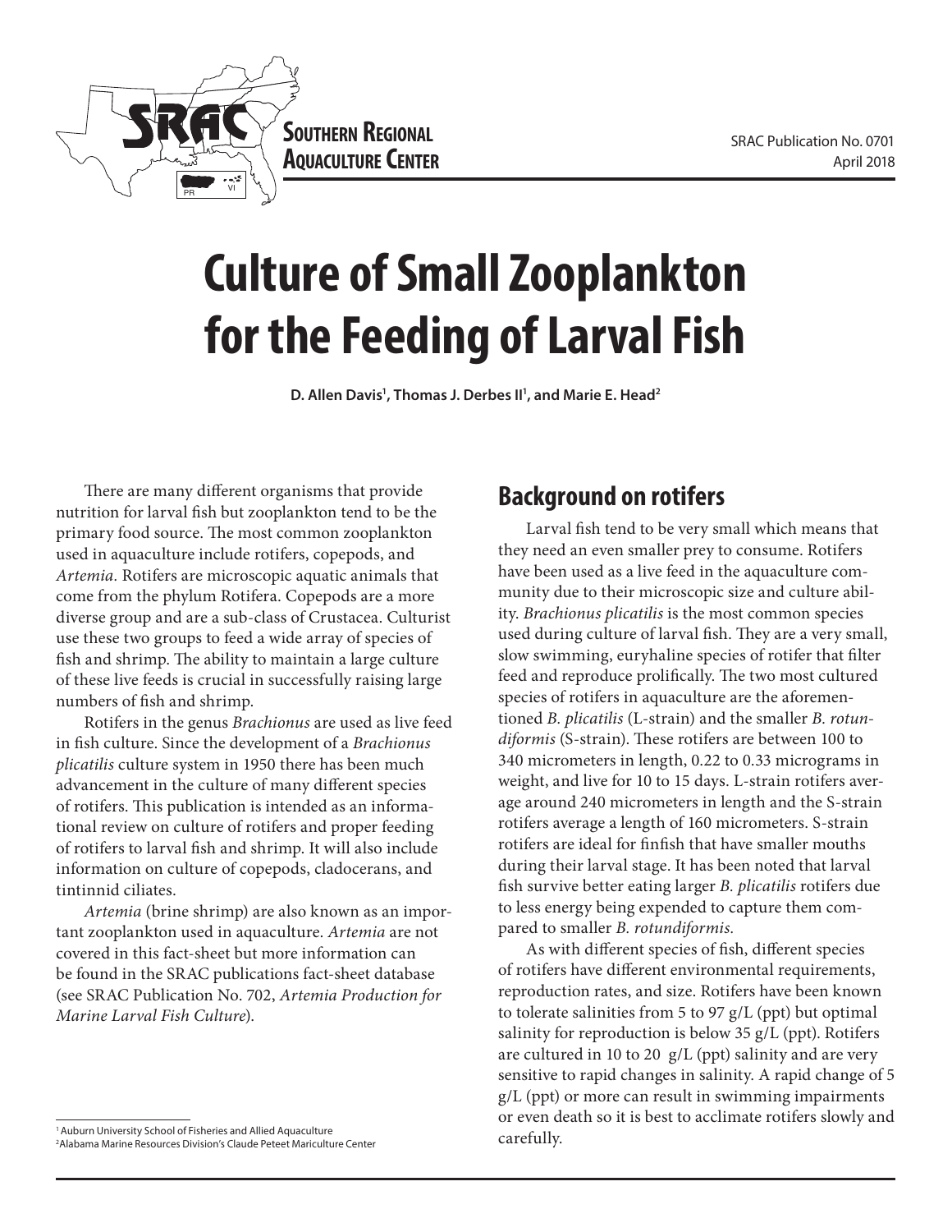SOUTHERN REGIONAL AQUACULTURE CENTER

SRAC Publication No. 0701
April 2018

# Culture of Small Zooplankton for the Feeding of Larval Fish

**D. Allen Davis[1], Thomas J. Derbes II[1], and Marie E. Head[2]**

There are many different organisms that provide nutrition for larval fish but zooplankton tend to be the primary food source. The most common zooplankton used in aquaculture include rotifers, copepods, and *Artemia.* Rotifers are microscopic aquatic animals that come from the phylum Rotifera. Copepods are a more diverse group and are a sub-class of Crustacea. Culturist use these two groups to feed a wide array of species of fish and shrimp. The ability to maintain a large culture of these live feeds is crucial in successfully raising large numbers of fish and shrimp.

Rotifers in the genus *Brachionus* are used as live feed in fish culture. Since the development of a *Brachionus plicatilis* culture system in 1950 there has been much advancement in the culture of many different species of rotifers. This publication is intended as an informational review on culture of rotifers and proper feeding of rotifers to larval fish and shrimp. It will also include information on culture of copepods, cladocerans, and tintinnid ciliates.

*Artemia* (brine shrimp) are also known as an important zooplankton used in aquaculture. *Artemia* are not covered in this fact-sheet but more information can be found in the SRAC publications fact-sheet database (see SRAC Publication No. 702, *Artemia Production for Marine Larval Fish Culture*).

## Background on rotifers

Larval fish tend to be very small which means that they need an even smaller prey to consume. Rotifers have been used as a live feed in the aquaculture community due to their microscopic size and culture ability. *Brachionus plicatilis* is the most common species used during culture of larval fish. They are a very small, slow swimming, euryhaline species of rotifer that filter feed and reproduce prolifically. The two most cultured species of rotifers in aquaculture are the aforementioned *B. plicatilis* (L-strain) and the smaller *B. rotundiformis* (S-strain). These rotifers are between 100 to 340 micrometers in length, 0.22 to 0.33 micrograms in weight, and live for 10 to 15 days. L-strain rotifers average around 240 micrometers in length and the S-strain rotifers average a length of 160 micrometers. S-strain rotifers are ideal for finfish that have smaller mouths during their larval stage. It has been noted that larval fish survive better eating larger *B. plicatilis* rotifers due to less energy being expended to capture them compared to smaller *B. rotundiformis.*

As with different species of fish, different species of rotifers have different environmental requirements, reproduction rates, and size. Rotifers have been known to tolerate salinities from 5 to 97 g/L (ppt) but optimal salinity for reproduction is below 35 g/L (ppt). Rotifers are cultured in 10 to 20 g/L (ppt) salinity and are very sensitive to rapid changes in salinity. A rapid change of 5 g/L (ppt) or more can result in swimming impairments or even death so it is best to acclimate rotifers slowly and carefully.

[1] Auburn University School of Fisheries and Allied Aquaculture
[2] Alabama Marine Resources Division's Claude Peteet Mariculture Center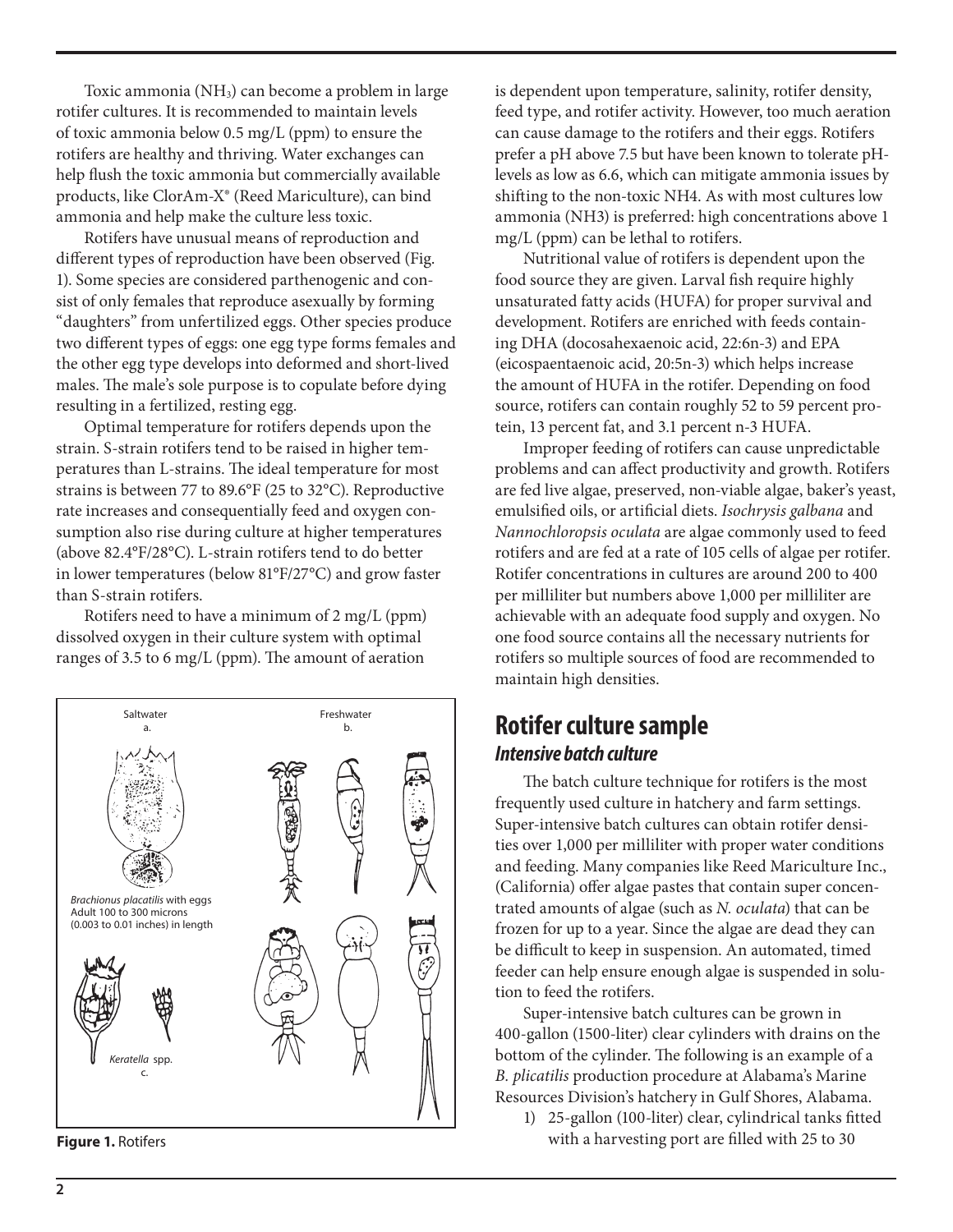Toxic ammonia ($NH_3$) can become a problem in large rotifer cultures. It is recommended to maintain levels of toxic ammonia below 0.5 mg/L (ppm) to ensure the rotifers are healthy and thriving. Water exchanges can help flush the toxic ammonia but commercially available products, like ClorAm-X® (Reed Mariculture), can bind ammonia and help make the culture less toxic.

Rotifers have unusual means of reproduction and different types of reproduction have been observed (Fig. 1). Some species are considered parthenogenic and consist of only females that reproduce asexually by forming "daughters" from unfertilized eggs. Other species produce two different types of eggs: one egg type forms females and the other egg type develops into deformed and short-lived males. The male's sole purpose is to copulate before dying resulting in a fertilized, resting egg.

Optimal temperature for rotifers depends upon the strain. S-strain rotifers tend to be raised in higher temperatures than L-strains. The ideal temperature for most strains is between 77 to 89.6°F (25 to 32°C). Reproductive rate increases and consequentially feed and oxygen consumption also rise during culture at higher temperatures (above 82.4°F/28°C). L-strain rotifers tend to do better in lower temperatures (below 81°F/27°C) and grow faster than S-strain rotifers.

Rotifers need to have a minimum of 2 mg/L (ppm) dissolved oxygen in their culture system with optimal ranges of 3.5 to 6 mg/L (ppm). The amount of aeration is dependent upon temperature, salinity, rotifer density, feed type, and rotifer activity. However, too much aeration can cause damage to the rotifers and their eggs. Rotifers prefer a pH above 7.5 but have been known to tolerate pH-levels as low as 6.6, which can mitigate ammonia issues by shifting to the non-toxic NH4. As with most cultures low ammonia ($NH_3$) is preferred: high concentrations above 1 mg/L (ppm) can be lethal to rotifers.

Saltwater
a.

Freshwater
b.

*Brachionus placatilis* with eggs
Adult 100 to 300 microns
(0.003 to 0.01 inches) in length

*Keratella* spp.
c.

**Figure 1.** Rotifers

Nutritional value of rotifers is dependent upon the food source they are given. Larval fish require highly unsaturated fatty acids (HUFA) for proper survival and development. Rotifers are enriched with feeds containing DHA (docosahexaenoic acid, 22:6n-3) and EPA (eicospaentaenoic acid, 20:5n-3) which helps increase the amount of HUFA in the rotifer. Depending on food source, rotifers can contain roughly 52 to 59 percent protein, 13 percent fat, and 3.1 percent n-3 HUFA.

Improper feeding of rotifers can cause unpredictable problems and can affect productivity and growth. Rotifers are fed live algae, preserved, non-viable algae, baker's yeast, emulsified oils, or artificial diets. *Isochrysis galbana* and *Nannochloropsis oculata* are algae commonly used to feed rotifers and are fed at a rate of 105 cells of algae per rotifer. Rotifer concentrations in cultures are around 200 to 400 per milliliter but numbers above 1,000 per milliliter are achievable with an adequate food supply and oxygen. No one food source contains all the necessary nutrients for rotifers so multiple sources of food are recommended to maintain high densities.

## Rotifer culture sample

### *Intensive batch culture*

The batch culture technique for rotifers is the most frequently used culture in hatchery and farm settings. Super-intensive batch cultures can obtain rotifer densities over 1,000 per milliliter with proper water conditions and feeding. Many companies like Reed Mariculture Inc., (California) offer algae pastes that contain super concentrated amounts of algae (such as *N. oculata*) that can be frozen for up to a year. Since the algae are dead they can be difficult to keep in suspension. An automated, timed feeder can help ensure enough algae is suspended in solution to feed the rotifers.

Super-intensive batch cultures can be grown in 400-gallon (1500-liter) clear cylinders with drains on the bottom of the cylinder. The following is an example of a *B. plicatilis* production procedure at Alabama's Marine Resources Division's hatchery in Gulf Shores, Alabama.

1) 25-gallon (100-liter) clear, cylindrical tanks fitted with a harvesting port are filled with 25 to 30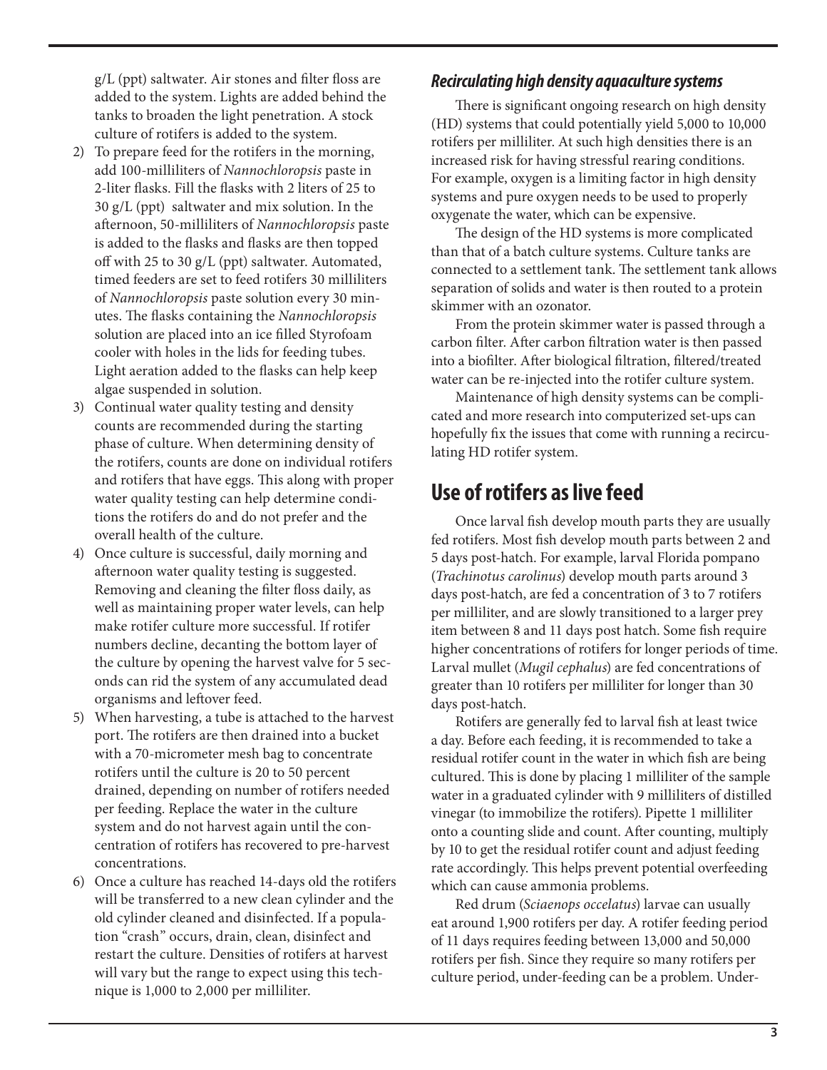g/L (ppt) saltwater. Air stones and filter floss are added to the system. Lights are added behind the tanks to broaden the light penetration. A stock culture of rotifers is added to the system.

2) To prepare feed for the rotifers in the morning, add 100-milliliters of *Nannochloropsis* paste in 2-liter flasks. Fill the flasks with 2 liters of 25 to 30 g/L (ppt) saltwater and mix solution. In the afternoon, 50-milliliters of *Nannochloropsis* paste is added to the flasks and flasks are then topped off with 25 to 30 g/L (ppt) saltwater. Automated, timed feeders are set to feed rotifers 30 milliliters of *Nannochloropsis* paste solution every 30 minutes. The flasks containing the *Nannochloropsis* solution are placed into an ice filled Styrofoam cooler with holes in the lids for feeding tubes. Light aeration added to the flasks can help keep algae suspended in solution.
3) Continual water quality testing and density counts are recommended during the starting phase of culture. When determining density of the rotifers, counts are done on individual rotifers and rotifers that have eggs. This along with proper water quality testing can help determine conditions the rotifers do and do not prefer and the overall health of the culture.
4) Once culture is successful, daily morning and afternoon water quality testing is suggested. Removing and cleaning the filter floss daily, as well as maintaining proper water levels, can help make rotifer culture more successful. If rotifer numbers decline, decanting the bottom layer of the culture by opening the harvest valve for 5 seconds can rid the system of any accumulated dead organisms and leftover feed.
5) When harvesting, a tube is attached to the harvest port. The rotifers are then drained into a bucket with a 70-micrometer mesh bag to concentrate rotifers until the culture is 20 to 50 percent drained, depending on number of rotifers needed per feeding. Replace the water in the culture system and do not harvest again until the concentration of rotifers has recovered to pre-harvest concentrations.
6) Once a culture has reached 14-days old the rotifers will be transferred to a new clean cylinder and the old cylinder cleaned and disinfected. If a population "crash" occurs, drain, clean, disinfect and restart the culture. Densities of rotifers at harvest will vary but the range to expect using this technique is 1,000 to 2,000 per milliliter.

### *Recirculating high density aquaculture systems*

There is significant ongoing research on high density (HD) systems that could potentially yield 5,000 to 10,000 rotifers per milliliter. At such high densities there is an increased risk for having stressful rearing conditions. For example, oxygen is a limiting factor in high density systems and pure oxygen needs to be used to properly oxygenate the water, which can be expensive.

The design of the HD systems is more complicated than that of a batch culture systems. Culture tanks are connected to a settlement tank. The settlement tank allows separation of solids and water is then routed to a protein skimmer with an ozonator.

From the protein skimmer water is passed through a carbon filter. After carbon filtration water is then passed into a biofilter. After biological filtration, filtered/treated water can be re-injected into the rotifer culture system.

Maintenance of high density systems can be complicated and more research into computerized set-ups can hopefully fix the issues that come with running a recirculating HD rotifer system.

## Use of rotifers as live feed

Once larval fish develop mouth parts they are usually fed rotifers. Most fish develop mouth parts between 2 and 5 days post-hatch. For example, larval Florida pompano (*Trachinotus carolinus*) develop mouth parts around 3 days post-hatch, are fed a concentration of 3 to 7 rotifers per milliliter, and are slowly transitioned to a larger prey item between 8 and 11 days post hatch. Some fish require higher concentrations of rotifers for longer periods of time. Larval mullet (*Mugil cephalus*) are fed concentrations of greater than 10 rotifers per milliliter for longer than 30 days post-hatch.

Rotifers are generally fed to larval fish at least twice a day. Before each feeding, it is recommended to take a residual rotifer count in the water in which fish are being cultured. This is done by placing 1 milliliter of the sample water in a graduated cylinder with 9 milliliters of distilled vinegar (to immobilize the rotifers). Pipette 1 milliliter onto a counting slide and count. After counting, multiply by 10 to get the residual rotifer count and adjust feeding rate accordingly. This helps prevent potential overfeeding which can cause ammonia problems.

Red drum (*Sciaenops occelatus*) larvae can usually eat around 1,900 rotifers per day. A rotifer feeding period of 11 days requires feeding between 13,000 and 50,000 rotifers per fish. Since they require so many rotifers per culture period, under-feeding can be a problem. Under-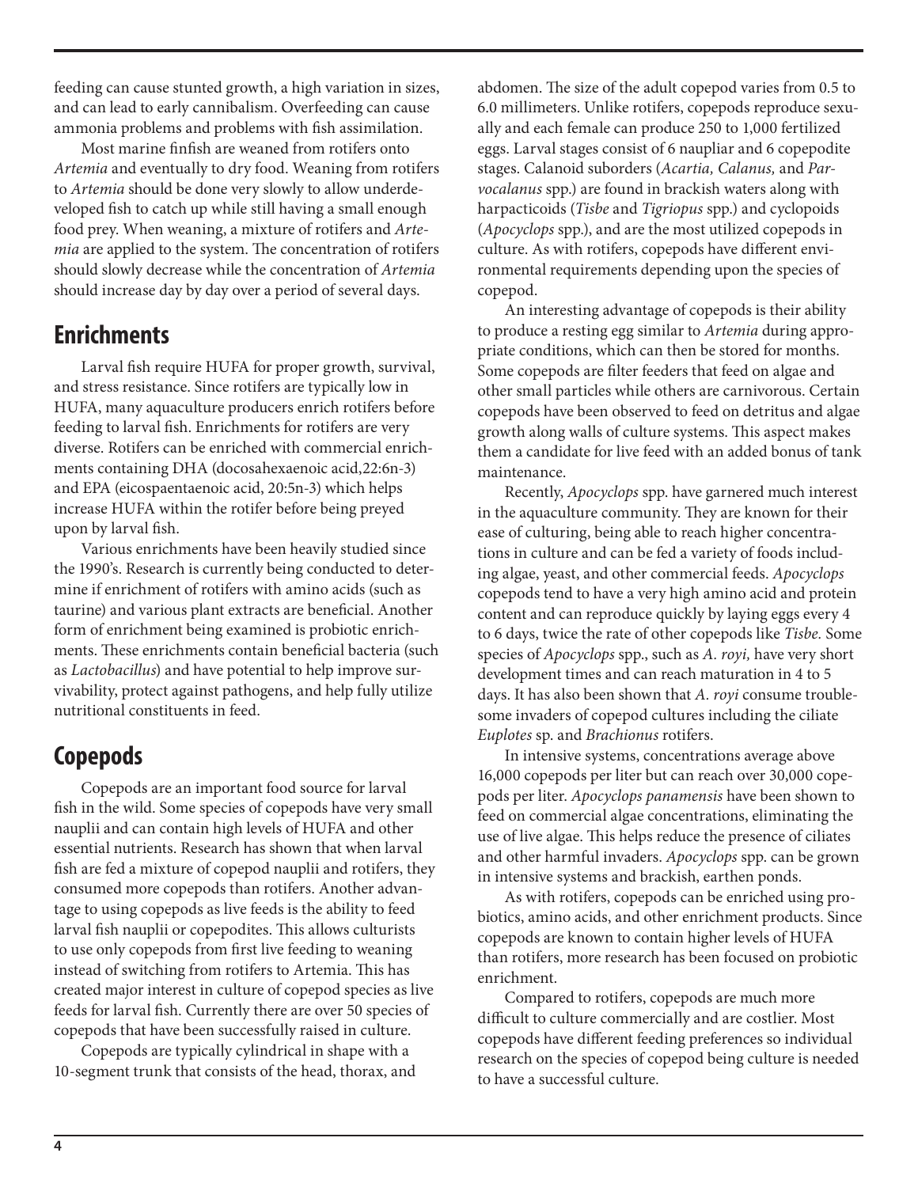feeding can cause stunted growth, a high variation in sizes, and can lead to early cannibalism. Overfeeding can cause ammonia problems and problems with fish assimilation.

Most marine finfish are weaned from rotifers onto *Artemia* and eventually to dry food. Weaning from rotifers to *Artemia* should be done very slowly to allow underdeveloped fish to catch up while still having a small enough food prey. When weaning, a mixture of rotifers and *Artemia* are applied to the system. The concentration of rotifers should slowly decrease while the concentration of *Artemia* should increase day by day over a period of several days.

## Enrichments

Larval fish require HUFA for proper growth, survival, and stress resistance. Since rotifers are typically low in HUFA, many aquaculture producers enrich rotifers before feeding to larval fish. Enrichments for rotifers are very diverse. Rotifers can be enriched with commercial enrichments containing DHA (docosahexaenoic acid,22:6n-3) and EPA (eicospaentaenoic acid, 20:5n-3) which helps increase HUFA within the rotifer before being preyed upon by larval fish.

Various enrichments have been heavily studied since the 1990's. Research is currently being conducted to determine if enrichment of rotifers with amino acids (such as taurine) and various plant extracts are beneficial. Another form of enrichment being examined is probiotic enrichments. These enrichments contain beneficial bacteria (such as *Lactobacillus*) and have potential to help improve survivability, protect against pathogens, and help fully utilize nutritional constituents in feed.

## Copepods

Copepods are an important food source for larval fish in the wild. Some species of copepods have very small nauplii and can contain high levels of HUFA and other essential nutrients. Research has shown that when larval fish are fed a mixture of copepod nauplii and rotifers, they consumed more copepods than rotifers. Another advantage to using copepods as live feeds is the ability to feed larval fish nauplii or copepodites. This allows culturists to use only copepods from first live feeding to weaning instead of switching from rotifers to Artemia. This has created major interest in culture of copepod species as live feeds for larval fish. Currently there are over 50 species of copepods that have been successfully raised in culture.

Copepods are typically cylindrical in shape with a 10-segment trunk that consists of the head, thorax, and abdomen. The size of the adult copepod varies from 0.5 to 6.0 millimeters. Unlike rotifers, copepods reproduce sexually and each female can produce 250 to 1,000 fertilized eggs. Larval stages consist of 6 naupliar and 6 copepodite stages. Calanoid suborders (*Acartia, Calanus,* and *Parvocalanus* spp.) are found in brackish waters along with harpacticoids (*Tisbe* and *Tigriopus* spp.) and cyclopoids (*Apocyclops* spp.), and are the most utilized copepods in culture. As with rotifers, copepods have different environmental requirements depending upon the species of copepod.

An interesting advantage of copepods is their ability to produce a resting egg similar to *Artemia* during appropriate conditions, which can then be stored for months. Some copepods are filter feeders that feed on algae and other small particles while others are carnivorous. Certain copepods have been observed to feed on detritus and algae growth along walls of culture systems. This aspect makes them a candidate for live feed with an added bonus of tank maintenance.

Recently, *Apocyclops* spp. have garnered much interest in the aquaculture community. They are known for their ease of culturing, being able to reach higher concentrations in culture and can be fed a variety of foods including algae, yeast, and other commercial feeds. *Apocyclops* copepods tend to have a very high amino acid and protein content and can reproduce quickly by laying eggs every 4 to 6 days, twice the rate of other copepods like *Tisbe.* Some species of *Apocyclops* spp., such as *A. royi,* have very short development times and can reach maturation in 4 to 5 days. It has also been shown that *A. royi* consume troublesome invaders of copepod cultures including the ciliate *Euplotes* sp. and *Brachionus* rotifers.

In intensive systems, concentrations average above 16,000 copepods per liter but can reach over 30,000 copepods per liter. *Apocyclops panamensis* have been shown to feed on commercial algae concentrations, eliminating the use of live algae. This helps reduce the presence of ciliates and other harmful invaders. *Apocyclops* spp. can be grown in intensive systems and brackish, earthen ponds.

As with rotifers, copepods can be enriched using probiotics, amino acids, and other enrichment products. Since copepods are known to contain higher levels of HUFA than rotifers, more research has been focused on probiotic enrichment.

Compared to rotifers, copepods are much more difficult to culture commercially and are costlier. Most copepods have different feeding preferences so individual research on the species of copepod being culture is needed to have a successful culture.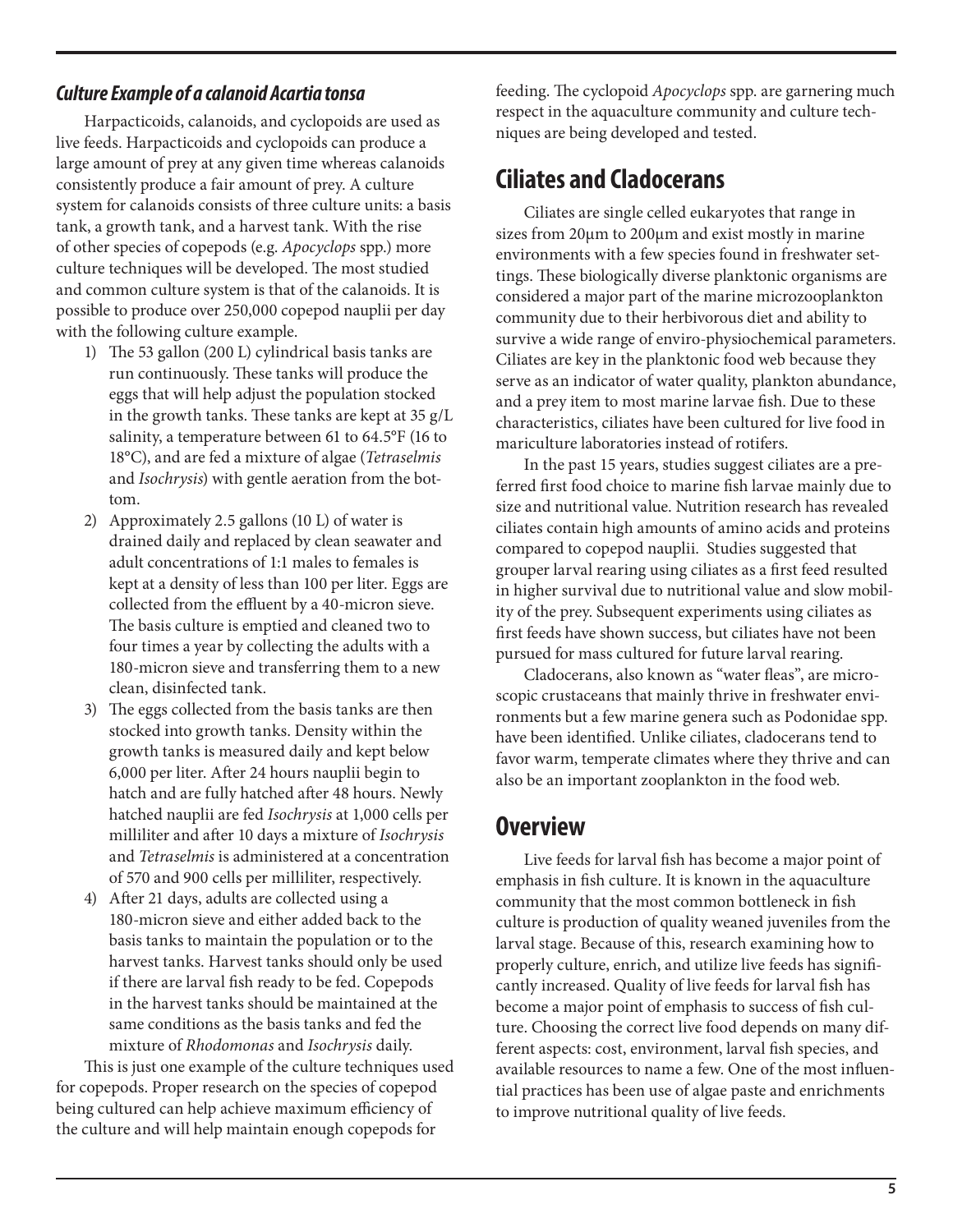### *Culture Example of a calanoid Acartia tonsa*

Harpacticoids, calanoids, and cyclopoids are used as live feeds. Harpacticoids and cyclopoids can produce a large amount of prey at any given time whereas calanoids consistently produce a fair amount of prey. A culture system for calanoids consists of three culture units: a basis tank, a growth tank, and a harvest tank. With the rise of other species of copepods (e.g. *Apocyclops* spp.) more culture techniques will be developed. The most studied and common culture system is that of the calanoids. It is possible to produce over 250,000 copepod nauplii per day with the following culture example.

1) The 53 gallon (200 L) cylindrical basis tanks are run continuously. These tanks will produce the eggs that will help adjust the population stocked in the growth tanks. These tanks are kept at 35 g/L salinity, a temperature between 61 to 64.5°F (16 to 18°C), and are fed a mixture of algae (*Tetraselmis* and *Isochrysis*) with gentle aeration from the bottom.
2) Approximately 2.5 gallons (10 L) of water is drained daily and replaced by clean seawater and adult concentrations of 1:1 males to females is kept at a density of less than 100 per liter. Eggs are collected from the effluent by a 40-micron sieve. The basis culture is emptied and cleaned two to four times a year by collecting the adults with a 180-micron sieve and transferring them to a new clean, disinfected tank.
3) The eggs collected from the basis tanks are then stocked into growth tanks. Density within the growth tanks is measured daily and kept below 6,000 per liter. After 24 hours nauplii begin to hatch and are fully hatched after 48 hours. Newly hatched nauplii are fed *Isochrysis* at 1,000 cells per milliliter and after 10 days a mixture of *Isochrysis* and *Tetraselmis* is administered at a concentration of 570 and 900 cells per milliliter, respectively.
4) After 21 days, adults are collected using a 180-micron sieve and either added back to the basis tanks to maintain the population or to the harvest tanks. Harvest tanks should only be used if there are larval fish ready to be fed. Copepods in the harvest tanks should be maintained at the same conditions as the basis tanks and fed the mixture of *Rhodomonas* and *Isochrysis* daily.

This is just one example of the culture techniques used for copepods. Proper research on the species of copepod being cultured can help achieve maximum efficiency of the culture and will help maintain enough copepods for feeding. The cyclopoid *Apocyclops* spp. are garnering much respect in the aquaculture community and culture techniques are being developed and tested.

## Ciliates and Cladocerans

Ciliates are single celled eukaryotes that range in sizes from 20µm to 200µm and exist mostly in marine environments with a few species found in freshwater settings. These biologically diverse planktonic organisms are considered a major part of the marine microzooplankton community due to their herbivorous diet and ability to survive a wide range of enviro-physiochemical parameters. Ciliates are key in the planktonic food web because they serve as an indicator of water quality, plankton abundance, and a prey item to most marine larvae fish. Due to these characteristics, ciliates have been cultured for live food in mariculture laboratories instead of rotifers.

In the past 15 years, studies suggest ciliates are a preferred first food choice to marine fish larvae mainly due to size and nutritional value. Nutrition research has revealed ciliates contain high amounts of amino acids and proteins compared to copepod nauplii. Studies suggested that grouper larval rearing using ciliates as a first feed resulted in higher survival due to nutritional value and slow mobility of the prey. Subsequent experiments using ciliates as first feeds have shown success, but ciliates have not been pursued for mass cultured for future larval rearing.

Cladocerans, also known as "water fleas", are microscopic crustaceans that mainly thrive in freshwater environments but a few marine genera such as Podonidae spp. have been identified. Unlike ciliates, cladocerans tend to favor warm, temperate climates where they thrive and can also be an important zooplankton in the food web.

## Overview

Live feeds for larval fish has become a major point of emphasis in fish culture. It is known in the aquaculture community that the most common bottleneck in fish culture is production of quality weaned juveniles from the larval stage. Because of this, research examining how to properly culture, enrich, and utilize live feeds has significantly increased. Quality of live feeds for larval fish has become a major point of emphasis to success of fish culture. Choosing the correct live food depends on many different aspects: cost, environment, larval fish species, and available resources to name a few. One of the most influential practices has been use of algae paste and enrichments to improve nutritional quality of live feeds.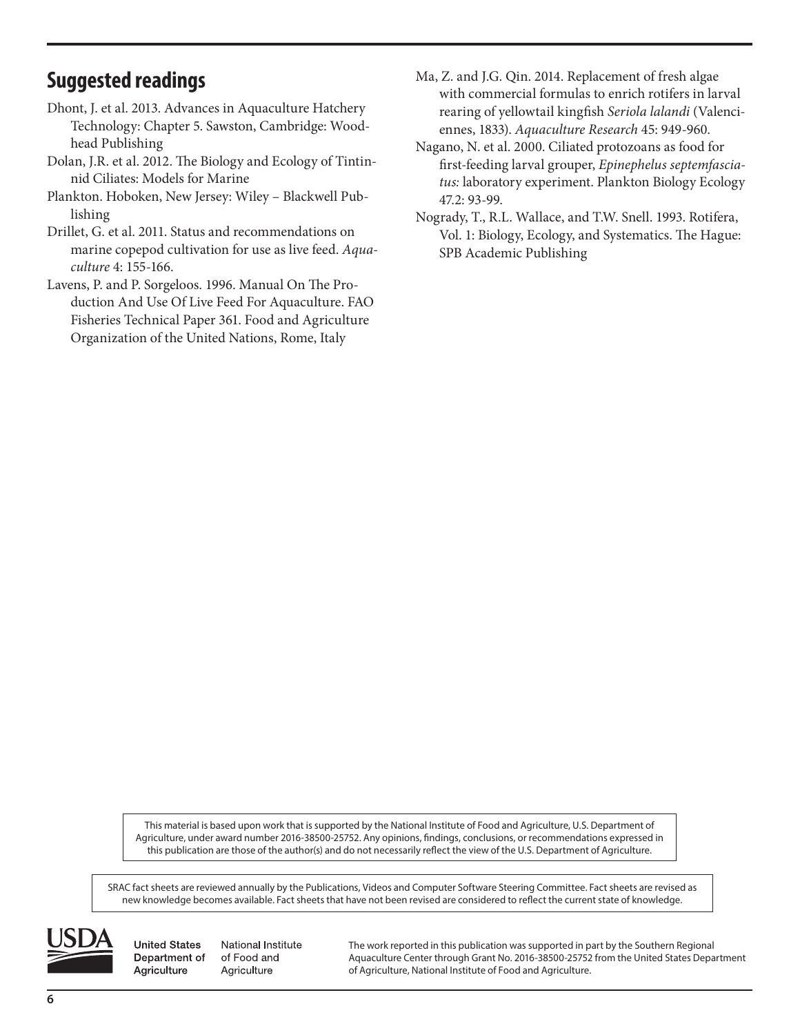## Suggested readings

Dhont, J. et al. 2013. Advances in Aquaculture Hatchery Technology: Chapter 5. Sawston, Cambridge: Woodhead Publishing

Dolan, J.R. et al. 2012. The Biology and Ecology of Tintinnid Ciliates: Models for Marine

Plankton. Hoboken, New Jersey: Wiley – Blackwell Publishing

Drillet, G. et al. 2011. Status and recommendations on marine copepod cultivation for use as live feed. *Aquaculture* 4: 155-166.

Lavens, P. and P. Sorgeloos. 1996. Manual On The Production And Use Of Live Feed For Aquaculture. FAO Fisheries Technical Paper 361. Food and Agriculture Organization of the United Nations, Rome, Italy

Ma, Z. and J.G. Qin. 2014. Replacement of fresh algae with commercial formulas to enrich rotifers in larval rearing of yellowtail kingfish *Seriola lalandi* (Valenciennes, 1833). *Aquaculture Research* 45: 949-960.

Nagano, N. et al. 2000. Ciliated protozoans as food for first-feeding larval grouper, *Epinephelus septemfasciatus:* laboratory experiment. Plankton Biology Ecology 47.2: 93-99.

Nogrady, T., R.L. Wallace, and T.W. Snell. 1993. Rotifera, Vol. 1: Biology, Ecology, and Systematics. The Hague: SPB Academic Publishing

This material is based upon work that is supported by the National Institute of Food and Agriculture, U.S. Department of Agriculture, under award number 2016-38500-25752. Any opinions, findings, conclusions, or recommendations expressed in this publication are those of the author(s) and do not necessarily reflect the view of the U.S. Department of Agriculture.

SRAC fact sheets are reviewed annually by the Publications, Videos and Computer Software Steering Committee. Fact sheets are revised as new knowledge becomes available. Fact sheets that have not been revised are considered to reflect the current state of knowledge.

USDA United States Department of Agriculture National Institute of Food and Agriculture

The work reported in this publication was supported in part by the Southern Regional Aquaculture Center through Grant No. 2016-38500-25752 from the United States Department of Agriculture, National Institute of Food and Agriculture.